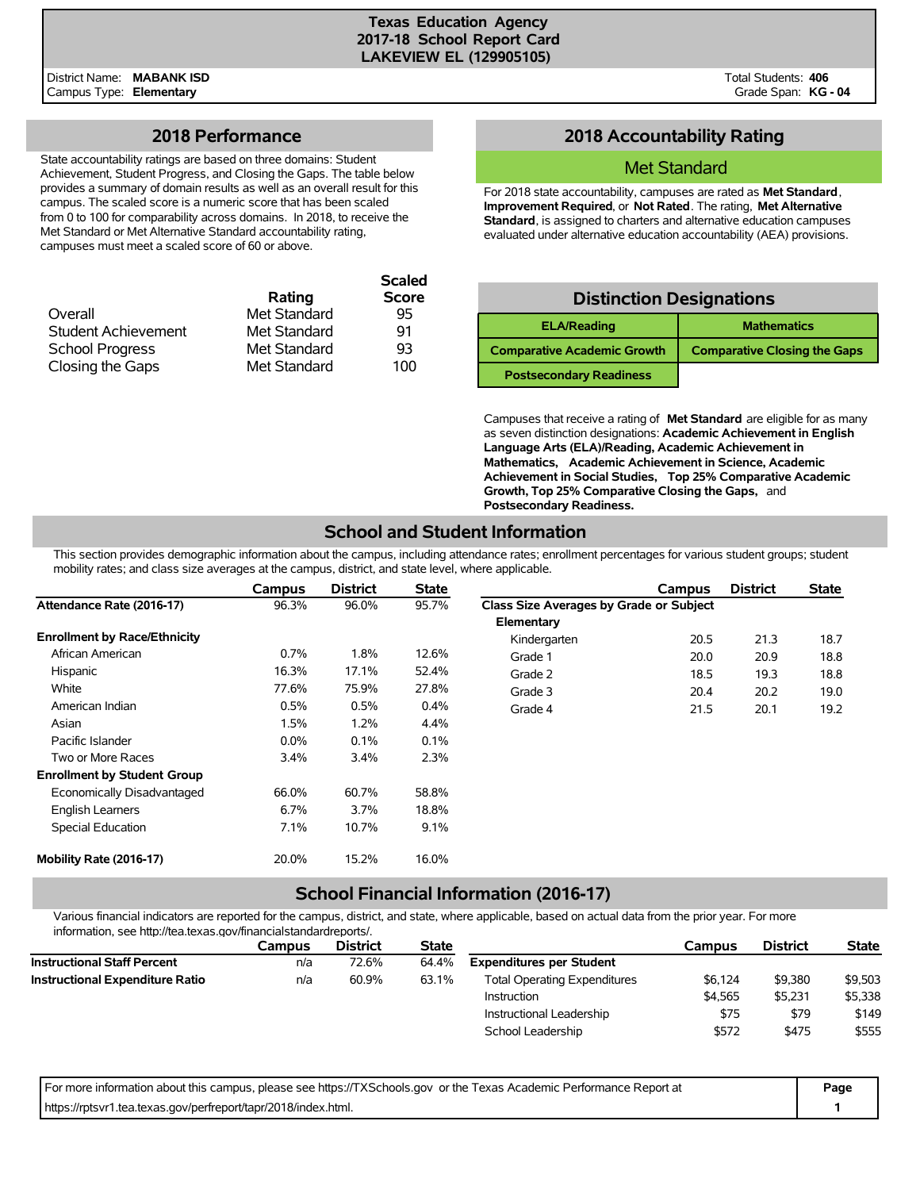# Texas Education Agency
## 2017-18 School Report Card
## LAKEVIEW EL (129905105)

District Name: **MABANK ISD**
Campus Type: **Elementary**

Total Students: **406**
Grade Span: **KG - 04**

## 2018 Performance

State accountability ratings are based on three domains: Student Achievement, Student Progress, and Closing the Gaps. The table below provides a summary of domain results as well as an overall result for this campus. The scaled score is a numeric score that has been scaled from 0 to 100 for comparability across domains. In 2018, to receive the Met Standard or Met Alternative Standard accountability rating, campuses must meet a scaled score of 60 or above.

| | Rating | Scaled Score |
|---|---|---|
| Overall | Met Standard | 95 |
| Student Achievement | Met Standard | 91 |
| School Progress | Met Standard | 93 |
| Closing the Gaps | Met Standard | 100 |

## 2018 Accountability Rating

**Met Standard**

For 2018 state accountability, campuses are rated as **Met Standard**, **Improvement Required**, or **Not Rated**. The rating, **Met Alternative Standard**, is assigned to charters and alternative education campuses evaluated under alternative education accountability (AEA) provisions.

## Distinction Designations

| | |
|---|---|
| ELA/Reading | Mathematics |
| Comparative Academic Growth | Comparative Closing the Gaps |
| Postsecondary Readiness | |

Campuses that receive a rating of **Met Standard** are eligible for as many as seven distinction designations: **Academic Achievement in English Language Arts (ELA)/Reading, Academic Achievement in Mathematics, Academic Achievement in Science, Academic Achievement in Social Studies, Top 25% Comparative Academic Growth, Top 25% Comparative Closing the Gaps,** and **Postsecondary Readiness.**

## School and Student Information

This section provides demographic information about the campus, including attendance rates; enrollment percentages for various student groups; student mobility rates; and class size averages at the campus, district, and state level, where applicable.

| | Campus | District | State |
|---|---|---|---|
| **Attendance Rate (2016-17)** | 96.3% | 96.0% | 95.7% |
| **Enrollment by Race/Ethnicity** | | | |
| African American | 0.7% | 1.8% | 12.6% |
| Hispanic | 16.3% | 17.1% | 52.4% |
| White | 77.6% | 75.9% | 27.8% |
| American Indian | 0.5% | 0.5% | 0.4% |
| Asian | 1.5% | 1.2% | 4.4% |
| Pacific Islander | 0.0% | 0.1% | 0.1% |
| Two or More Races | 3.4% | 3.4% | 2.3% |
| **Enrollment by Student Group** | | | |
| Economically Disadvantaged | 66.0% | 60.7% | 58.8% |
| English Learners | 6.7% | 3.7% | 18.8% |
| Special Education | 7.1% | 10.7% | 9.1% |
| **Mobility Rate (2016-17)** | 20.0% | 15.2% | 16.0% |

| | Campus | District | State |
|---|---|---|---|
| **Class Size Averages by Grade or Subject** | | | |
| **Elementary** | | | |
| Kindergarten | 20.5 | 21.3 | 18.7 |
| Grade 1 | 20.0 | 20.9 | 18.8 |
| Grade 2 | 18.5 | 19.3 | 18.8 |
| Grade 3 | 20.4 | 20.2 | 19.0 |
| Grade 4 | 21.5 | 20.1 | 19.2 |

## School Financial Information (2016-17)

Various financial indicators are reported for the campus, district, and state, where applicable, based on actual data from the prior year. For more information, see http://tea.texas.gov/financialstandardreports/.

| | Campus | District | State |
|---|---|---|---|
| **Instructional Staff Percent** | n/a | 72.6% | 64.4% |
| **Instructional Expenditure Ratio** | n/a | 60.9% | 63.1% |

| | Campus | District | State |
|---|---|---|---|
| **Expenditures per Student** | | | |
| Total Operating Expenditures | $6,124 | $9,380 | $9,503 |
| Instruction | $4,565 | $5,231 | $5,338 |
| Instructional Leadership | $75 | $79 | $149 |
| School Leadership | $572 | $475 | $555 |

For more information about this campus, please see https://TXSchools.gov or the Texas Academic Performance Report at https://rptsvr1.tea.texas.gov/perfreport/tapr/2018/index.html.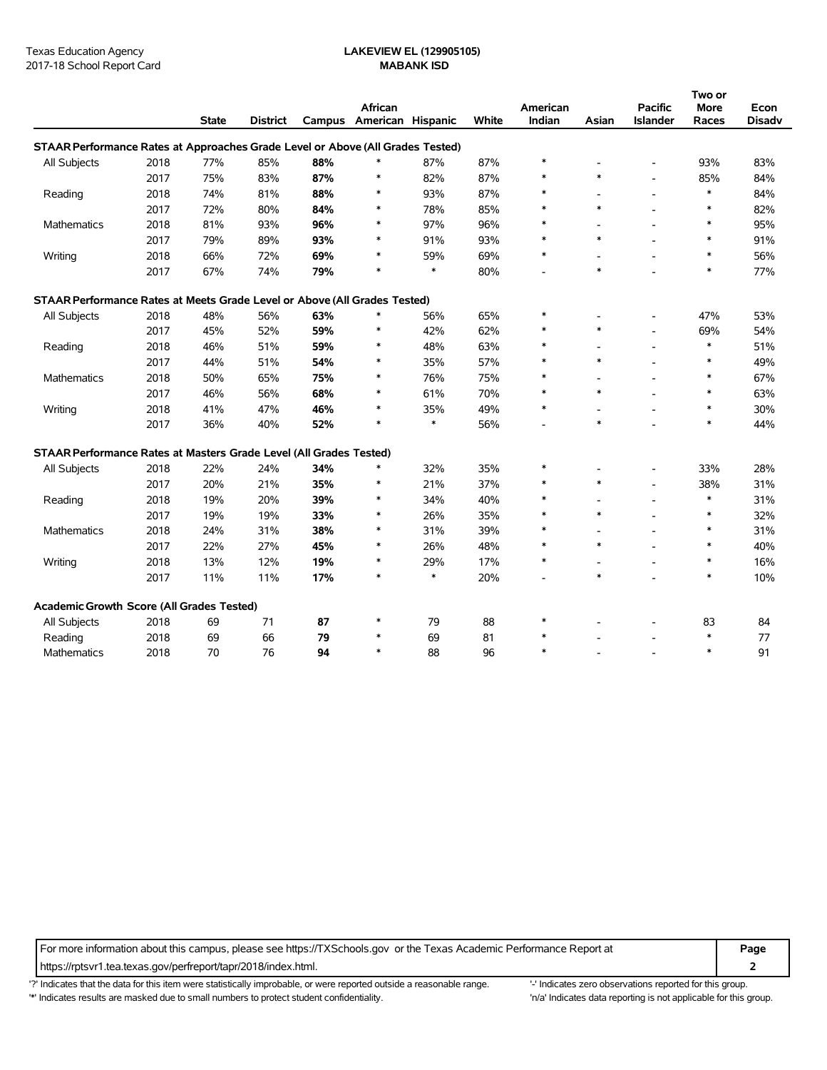Texas Education Agency
2017-18 School Report Card

**LAKEVIEW EL (129905105)**
**MABANK ISD**

| | | State | District | Campus | African American | Hispanic | White | American Indian | Asian | Pacific Islander | Two or More Races | Econ Disadv |
|---|---|---|---|---|---|---|---|---|---|---|---|---|
| **STAAR Performance Rates at Approaches Grade Level or Above (All Grades Tested)** | | | | | | | | | | | | |
| All Subjects | 2018 | 77% | 85% | **88%** | * | 87% | 87% | * | - | - | 93% | 83% |
| | 2017 | 75% | 83% | **87%** | * | 82% | 87% | * | * | - | 85% | 84% |
| Reading | 2018 | 74% | 81% | **88%** | * | 93% | 87% | * | - | - | * | 84% |
| | 2017 | 72% | 80% | **84%** | * | 78% | 85% | * | * | - | * | 82% |
| Mathematics | 2018 | 81% | 93% | **96%** | * | 97% | 96% | * | - | - | * | 95% |
| | 2017 | 79% | 89% | **93%** | * | 91% | 93% | * | * | - | * | 91% |
| Writing | 2018 | 66% | 72% | **69%** | * | 59% | 69% | * | - | - | * | 56% |
| | 2017 | 67% | 74% | **79%** | * | * | 80% | - | * | - | * | 77% |
| **STAAR Performance Rates at Meets Grade Level or Above (All Grades Tested)** | | | | | | | | | | | | |
| All Subjects | 2018 | 48% | 56% | **63%** | * | 56% | 65% | * | - | - | 47% | 53% |
| | 2017 | 45% | 52% | **59%** | * | 42% | 62% | * | * | - | 69% | 54% |
| Reading | 2018 | 46% | 51% | **59%** | * | 48% | 63% | * | - | - | * | 51% |
| | 2017 | 44% | 51% | **54%** | * | 35% | 57% | * | * | - | * | 49% |
| Mathematics | 2018 | 50% | 65% | **75%** | * | 76% | 75% | * | - | - | * | 67% |
| | 2017 | 46% | 56% | **68%** | * | 61% | 70% | * | * | - | * | 63% |
| Writing | 2018 | 41% | 47% | **46%** | * | 35% | 49% | * | - | - | * | 30% |
| | 2017 | 36% | 40% | **52%** | * | * | 56% | - | * | - | * | 44% |
| **STAAR Performance Rates at Masters Grade Level (All Grades Tested)** | | | | | | | | | | | | |
| All Subjects | 2018 | 22% | 24% | **34%** | * | 32% | 35% | * | - | - | 33% | 28% |
| | 2017 | 20% | 21% | **35%** | * | 21% | 37% | * | * | - | 38% | 31% |
| Reading | 2018 | 19% | 20% | **39%** | * | 34% | 40% | * | - | - | * | 31% |
| | 2017 | 19% | 19% | **33%** | * | 26% | 35% | * | * | - | * | 32% |
| Mathematics | 2018 | 24% | 31% | **38%** | * | 31% | 39% | * | - | - | * | 31% |
| | 2017 | 22% | 27% | **45%** | * | 26% | 48% | * | * | - | * | 40% |
| Writing | 2018 | 13% | 12% | **19%** | * | 29% | 17% | * | - | - | * | 16% |
| | 2017 | 11% | 11% | **17%** | * | * | 20% | - | * | - | * | 10% |
| **Academic Growth Score (All Grades Tested)** | | | | | | | | | | | | |
| All Subjects | 2018 | 69 | 71 | **87** | * | 79 | 88 | * | - | - | 83 | 84 |
| Reading | 2018 | 69 | 66 | **79** | * | 69 | 81 | * | - | - | * | 77 |
| Mathematics | 2018 | 70 | 76 | **94** | * | 88 | 96 | * | - | - | * | 91 |

For more information about this campus, please see https://TXSchools.gov or the Texas Academic Performance Report at https://rptsvr1.tea.texas.gov/perfreport/tapr/2018/index.html.

'?' Indicates that the data for this item were statistically improbable, or were reported outside a reasonable range.
'*' Indicates results are masked due to small numbers to protect student confidentiality.
'-' Indicates zero observations reported for this group.
'n/a' Indicates data reporting is not applicable for this group.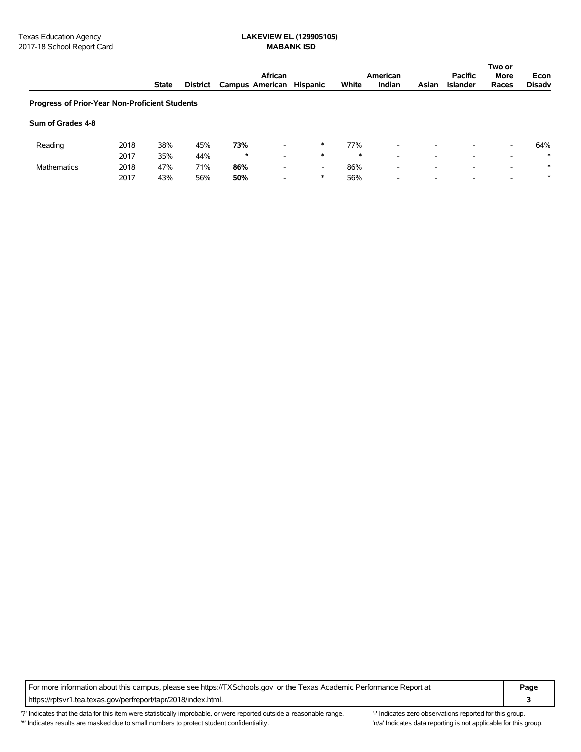Texas Education Agency
2017-18 School Report Card

**LAKEVIEW EL (129905105)**
**MABANK ISD**

| | | State | District | Campus | African American | Hispanic | White | American Indian | Asian | Pacific Islander | Two or More Races | Econ Disadv |
|---|---|---|---|---|---|---|---|---|---|---|---|---|
| **Progress of Prior-Year Non-Proficient Students** | | | | | | | | | | | | |
| **Sum of Grades 4-8** | | | | | | | | | | | | |
| Reading | 2018 | 38% | 45% | **73%** | - | * | 77% | - | - | - | - | 64% |
| | 2017 | 35% | 44% | * | - | * | * | - | - | - | - | * |
| Mathematics | 2018 | 47% | 71% | **86%** | - | - | 86% | - | - | - | - | * |
| | 2017 | 43% | 56% | **50%** | - | * | 56% | - | - | - | - | * |

For more information about this campus, please see https://TXSchools.gov or the Texas Academic Performance Report at https://rptsvr1.tea.texas.gov/perfreport/tapr/2018/index.html.

'?' Indicates that the data for this item were statistically improbable, or were reported outside a reasonable range.
'*' Indicates results are masked due to small numbers to protect student confidentiality.
'-' Indicates zero observations reported for this group.
'n/a' Indicates data reporting is not applicable for this group.